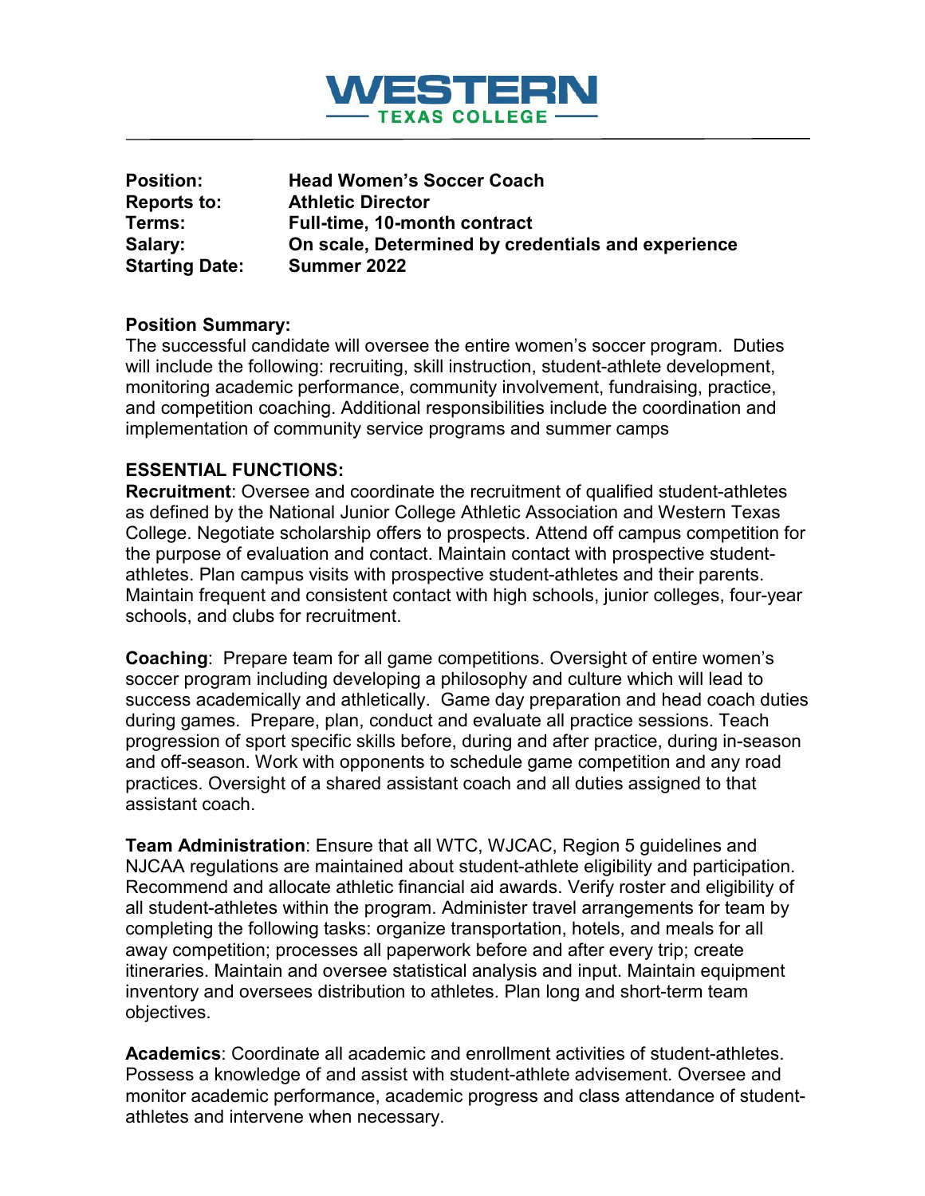# WESTERN TEXAS COLLEGE

| | |
|---|---|
| **Position:** | **Head Women's Soccer Coach** |
| **Reports to:** | **Athletic Director** |
| **Terms:** | **Full-time, 10-month contract** |
| **Salary:** | **On scale, Determined by credentials and experience** |
| **Starting Date:** | **Summer 2022** |

**Position Summary:**
The successful candidate will oversee the entire women's soccer program. Duties will include the following: recruiting, skill instruction, student-athlete development, monitoring academic performance, community involvement, fundraising, practice, and competition coaching. Additional responsibilities include the coordination and implementation of community service programs and summer camps

**ESSENTIAL FUNCTIONS:**
**Recruitment**: Oversee and coordinate the recruitment of qualified student-athletes as defined by the National Junior College Athletic Association and Western Texas College. Negotiate scholarship offers to prospects. Attend off campus competition for the purpose of evaluation and contact. Maintain contact with prospective student-athletes. Plan campus visits with prospective student-athletes and their parents. Maintain frequent and consistent contact with high schools, junior colleges, four-year schools, and clubs for recruitment.

**Coaching**: Prepare team for all game competitions. Oversight of entire women's soccer program including developing a philosophy and culture which will lead to success academically and athletically. Game day preparation and head coach duties during games. Prepare, plan, conduct and evaluate all practice sessions. Teach progression of sport specific skills before, during and after practice, during in-season and off-season. Work with opponents to schedule game competition and any road practices. Oversight of a shared assistant coach and all duties assigned to that assistant coach.

**Team Administration**: Ensure that all WTC, WJCAC, Region 5 guidelines and NJCAA regulations are maintained about student-athlete eligibility and participation. Recommend and allocate athletic financial aid awards. Verify roster and eligibility of all student-athletes within the program. Administer travel arrangements for team by completing the following tasks: organize transportation, hotels, and meals for all away competition; processes all paperwork before and after every trip; create itineraries. Maintain and oversee statistical analysis and input. Maintain equipment inventory and oversees distribution to athletes. Plan long and short-term team objectives.

**Academics**: Coordinate all academic and enrollment activities of student-athletes. Possess a knowledge of and assist with student-athlete advisement. Oversee and monitor academic performance, academic progress and class attendance of student-athletes and intervene when necessary.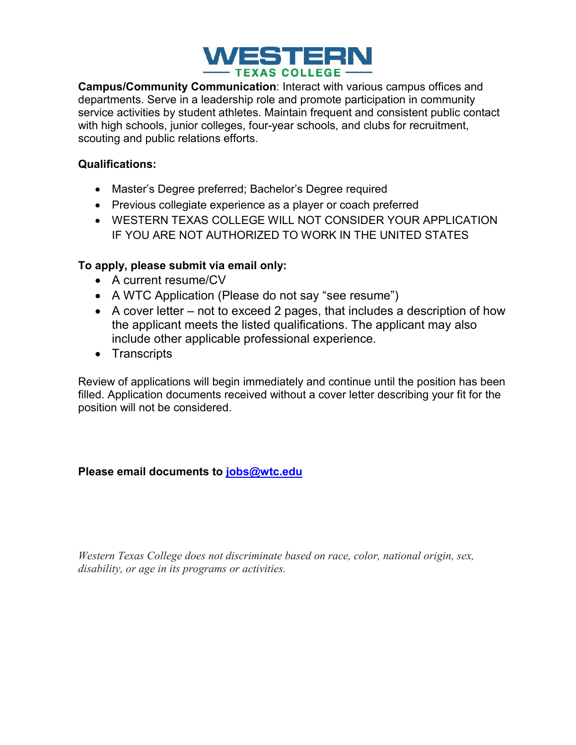WESTERN TEXAS COLLEGE

**Campus/Community Communication**: Interact with various campus offices and departments. Serve in a leadership role and promote participation in community service activities by student athletes. Maintain frequent and consistent public contact with high schools, junior colleges, four-year schools, and clubs for recruitment, scouting and public relations efforts.

**Qualifications:**

- Master's Degree preferred; Bachelor's Degree required
- Previous collegiate experience as a player or coach preferred
- WESTERN TEXAS COLLEGE WILL NOT CONSIDER YOUR APPLICATION IF YOU ARE NOT AUTHORIZED TO WORK IN THE UNITED STATES

**To apply, please submit via email only:**

- A current resume/CV
- A WTC Application (Please do not say "see resume")
- A cover letter – not to exceed 2 pages, that includes a description of how the applicant meets the listed qualifications. The applicant may also include other applicable professional experience.
- Transcripts

Review of applications will begin immediately and continue until the position has been filled. Application documents received without a cover letter describing your fit for the position will not be considered.

**Please email documents to [jobs@wtc.edu](mailto:jobs@wtc.edu)**

*Western Texas College does not discriminate based on race, color, national origin, sex, disability, or age in its programs or activities.*